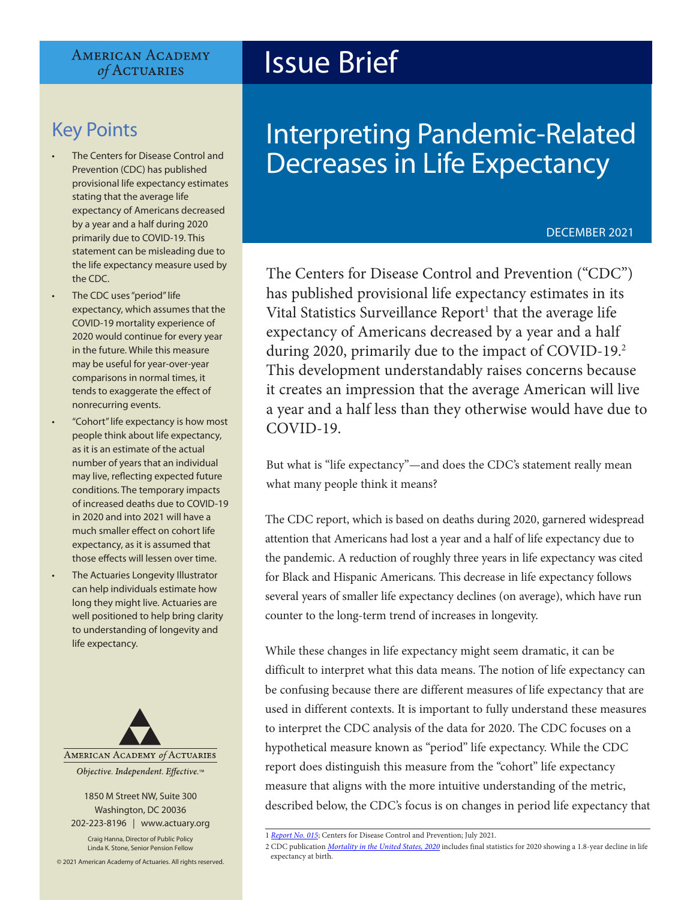American Academy of Actuaries

# Issue Brief

# Interpreting Pandemic-Related Decreases in Life Expectancy

DECEMBER 2021

## Key Points

- The Centers for Disease Control and Prevention (CDC) has published provisional life expectancy estimates stating that the average life expectancy of Americans decreased by a year and a half during 2020 primarily due to COVID-19. This statement can be misleading due to the life expectancy measure used by the CDC.
- The CDC uses "period" life expectancy, which assumes that the COVID-19 mortality experience of 2020 would continue for every year in the future. While this measure may be useful for year-over-year comparisons in normal times, it tends to exaggerate the effect of nonrecurring events.
- "Cohort" life expectancy is how most people think about life expectancy, as it is an estimate of the actual number of years that an individual may live, reflecting expected future conditions. The temporary impacts of increased deaths due to COVID-19 in 2020 and into 2021 will have a much smaller effect on cohort life expectancy, as it is assumed that those effects will lessen over time.
- The Actuaries Longevity Illustrator can help individuals estimate how long they might live. Actuaries are well positioned to help bring clarity to understanding of longevity and life expectancy.

American Academy *of* Actuaries

*Objective. Independent. Effective.*™

1850 M Street NW, Suite 300
Washington, DC 20036
202-223-8196 | www.actuary.org

Craig Hanna, Director of Public Policy
Linda K. Stone, Senior Pension Fellow

© 2021 American Academy of Actuaries. All rights reserved.

The Centers for Disease Control and Prevention ("CDC") has published provisional life expectancy estimates in its Vital Statistics Surveillance Report[1] that the average life expectancy of Americans decreased by a year and a half during 2020, primarily due to the impact of COVID-19.[2] This development understandably raises concerns because it creates an impression that the average American will live a year and a half less than they otherwise would have due to COVID-19.

But what is "life expectancy"—and does the CDC's statement really mean what many people think it means?

The CDC report, which is based on deaths during 2020, garnered widespread attention that Americans had lost a year and a half of life expectancy due to the pandemic. A reduction of roughly three years in life expectancy was cited for Black and Hispanic Americans. This decrease in life expectancy follows several years of smaller life expectancy declines (on average), which have run counter to the long-term trend of increases in longevity.

While these changes in life expectancy might seem dramatic, it can be difficult to interpret what this data means. The notion of life expectancy can be confusing because there are different measures of life expectancy that are used in different contexts. It is important to fully understand these measures to interpret the CDC analysis of the data for 2020. The CDC focuses on a hypothetical measure known as "period" life expectancy. While the CDC report does distinguish this measure from the "cohort" life expectancy measure that aligns with the more intuitive understanding of the metric, described below, the CDC's focus is on changes in period life expectancy that

1 *Report No. 015*; Centers for Disease Control and Prevention; July 2021.

2 CDC publication *Mortality in the United States, 2020* includes final statistics for 2020 showing a 1.8-year decline in life expectancy at birth.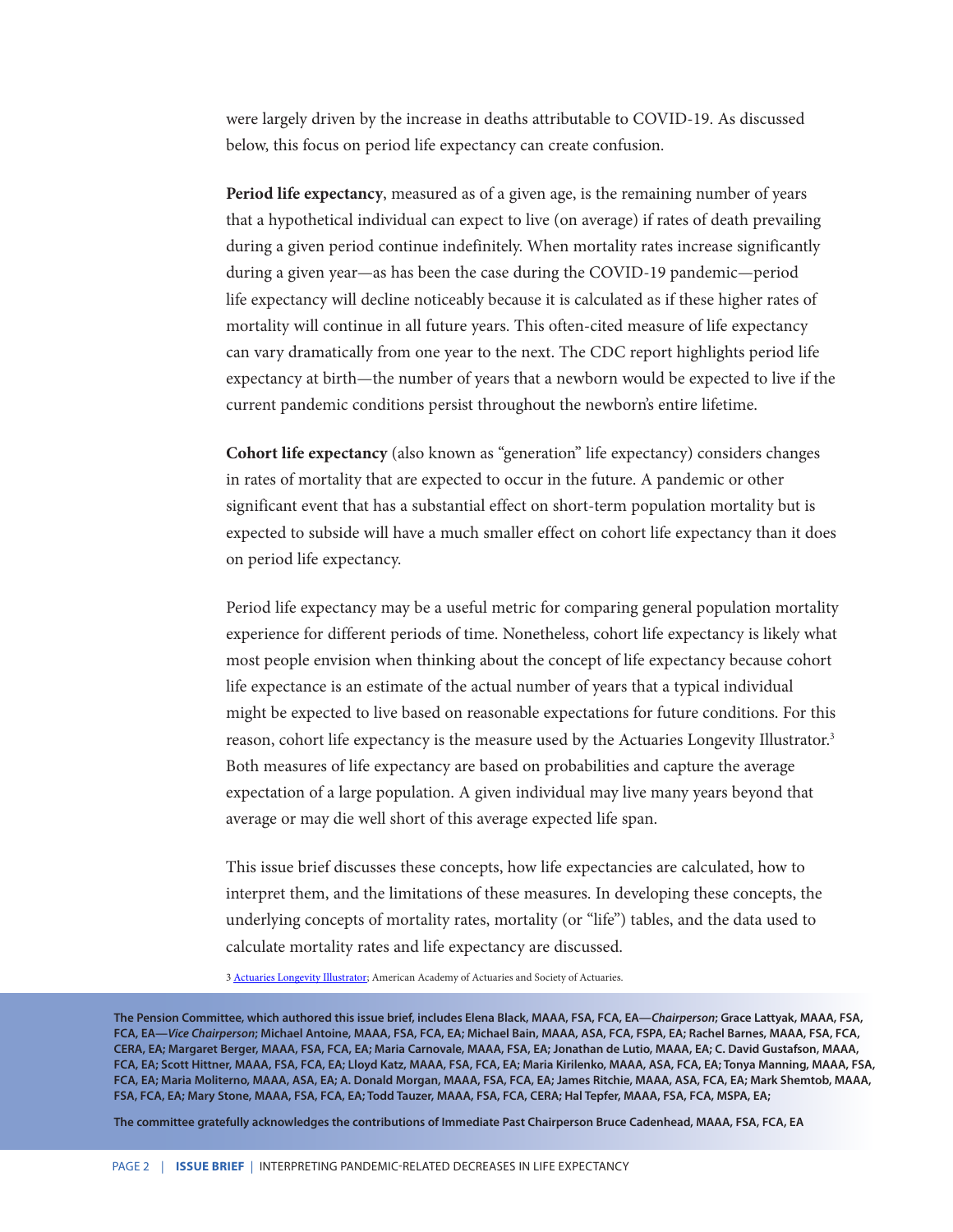were largely driven by the increase in deaths attributable to COVID-19. As discussed below, this focus on period life expectancy can create confusion.

**Period life expectancy**, measured as of a given age, is the remaining number of years that a hypothetical individual can expect to live (on average) if rates of death prevailing during a given period continue indefinitely. When mortality rates increase significantly during a given year—as has been the case during the COVID-19 pandemic—period life expectancy will decline noticeably because it is calculated as if these higher rates of mortality will continue in all future years. This often-cited measure of life expectancy can vary dramatically from one year to the next. The CDC report highlights period life expectancy at birth—the number of years that a newborn would be expected to live if the current pandemic conditions persist throughout the newborn's entire lifetime.

**Cohort life expectancy** (also known as "generation" life expectancy) considers changes in rates of mortality that are expected to occur in the future. A pandemic or other significant event that has a substantial effect on short-term population mortality but is expected to subside will have a much smaller effect on cohort life expectancy than it does on period life expectancy.

Period life expectancy may be a useful metric for comparing general population mortality experience for different periods of time. Nonetheless, cohort life expectancy is likely what most people envision when thinking about the concept of life expectancy because cohort life expectance is an estimate of the actual number of years that a typical individual might be expected to live based on reasonable expectations for future conditions. For this reason, cohort life expectancy is the measure used by the Actuaries Longevity Illustrator.[3] Both measures of life expectancy are based on probabilities and capture the average expectation of a large population. A given individual may live many years beyond that average or may die well short of this average expected life span.

This issue brief discusses these concepts, how life expectancies are calculated, how to interpret them, and the limitations of these measures. In developing these concepts, the underlying concepts of mortality rates, mortality (or "life") tables, and the data used to calculate mortality rates and life expectancy are discussed.

3 Actuaries Longevity Illustrator; American Academy of Actuaries and Society of Actuaries.

**The Pension Committee, which authored this issue brief, includes Elena Black, MAAA, FSA, FCA, EA—*Chairperson*; Grace Lattyak, MAAA, FSA, FCA, EA—*Vice Chairperson*; Michael Antoine, MAAA, FSA, FCA, EA; Michael Bain, MAAA, ASA, FCA, FSPA, EA; Rachel Barnes, MAAA, FSA, FCA, CERA, EA; Margaret Berger, MAAA, FSA, FCA, EA; Maria Carnovale, MAAA, FSA, EA; Jonathan de Lutio, MAAA, EA; C. David Gustafson, MAAA, FCA, EA; Scott Hittner, MAAA, FSA, FCA, EA; Lloyd Katz, MAAA, FSA, FCA, EA; Maria Kirilenko, MAAA, ASA, FCA, EA; Tonya Manning, MAAA, FSA, FCA, EA; Maria Moliterno, MAAA, ASA, EA; A. Donald Morgan, MAAA, FSA, FCA, EA; James Ritchie, MAAA, ASA, FCA, EA; Mark Shemtob, MAAA, FSA, FCA, EA; Mary Stone, MAAA, FSA, FCA, EA; Todd Tauzer, MAAA, FSA, FCA, CERA; Hal Tepfer, MAAA, FSA, FCA, MSPA, EA;**

**The committee gratefully acknowledges the contributions of Immediate Past Chairperson Bruce Cadenhead, MAAA, FSA, FCA, EA**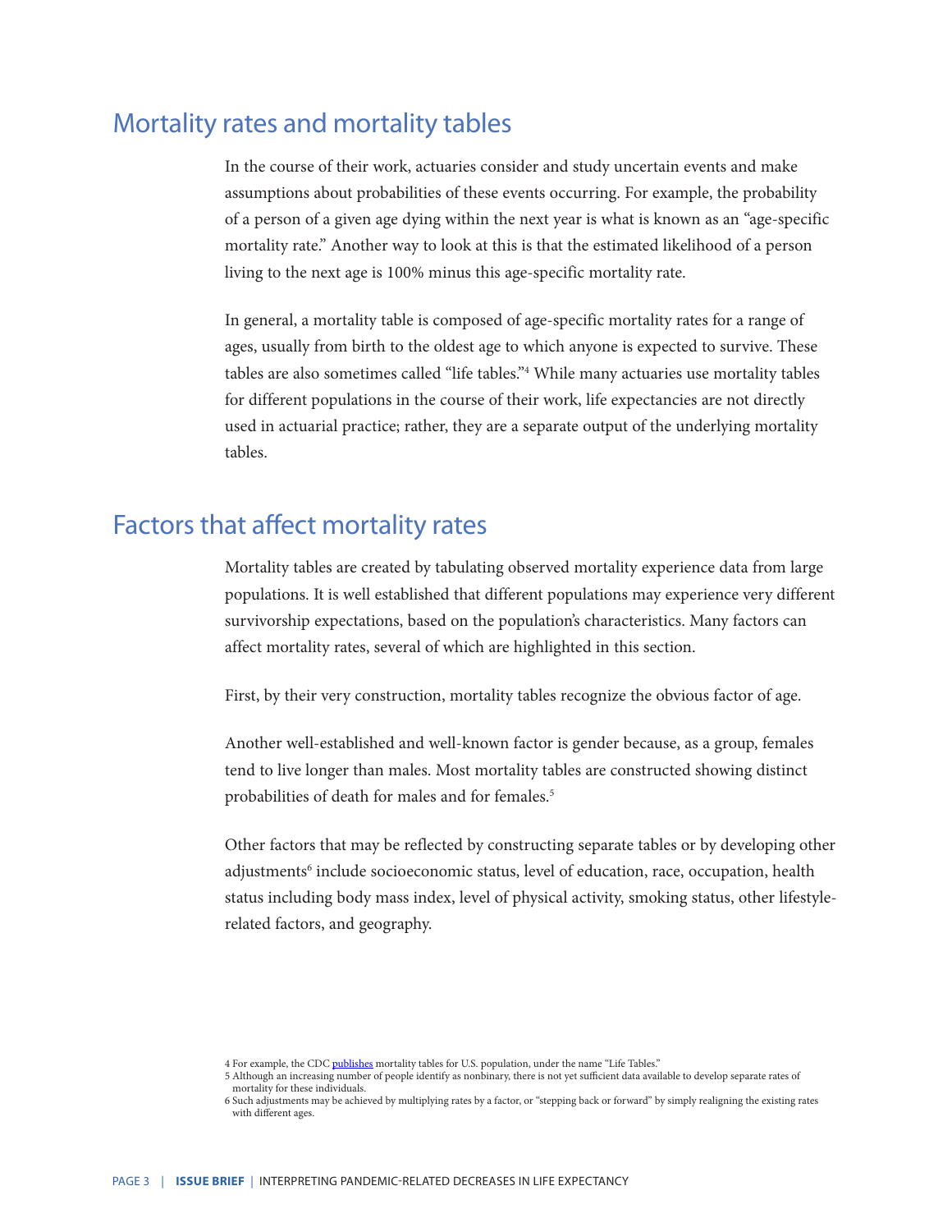## Mortality rates and mortality tables

In the course of their work, actuaries consider and study uncertain events and make assumptions about probabilities of these events occurring. For example, the probability of a person of a given age dying within the next year is what is known as an "age-specific mortality rate." Another way to look at this is that the estimated likelihood of a person living to the next age is 100% minus this age-specific mortality rate.

In general, a mortality table is composed of age-specific mortality rates for a range of ages, usually from birth to the oldest age to which anyone is expected to survive. These tables are also sometimes called "life tables."[4] While many actuaries use mortality tables for different populations in the course of their work, life expectancies are not directly used in actuarial practice; rather, they are a separate output of the underlying mortality tables.

## Factors that affect mortality rates

Mortality tables are created by tabulating observed mortality experience data from large populations. It is well established that different populations may experience very different survivorship expectations, based on the population's characteristics. Many factors can affect mortality rates, several of which are highlighted in this section.

First, by their very construction, mortality tables recognize the obvious factor of age.

Another well-established and well-known factor is gender because, as a group, females tend to live longer than males. Most mortality tables are constructed showing distinct probabilities of death for males and for females.[5]

Other factors that may be reflected by constructing separate tables or by developing other adjustments[6] include socioeconomic status, level of education, race, occupation, health status including body mass index, level of physical activity, smoking status, other lifestyle-related factors, and geography.

---

4 For example, the CDC publishes mortality tables for U.S. population, under the name "Life Tables."

5 Although an increasing number of people identify as nonbinary, there is not yet sufficient data available to develop separate rates of mortality for these individuals.

6 Such adjustments may be achieved by multiplying rates by a factor, or "stepping back or forward" by simply realigning the existing rates with different ages.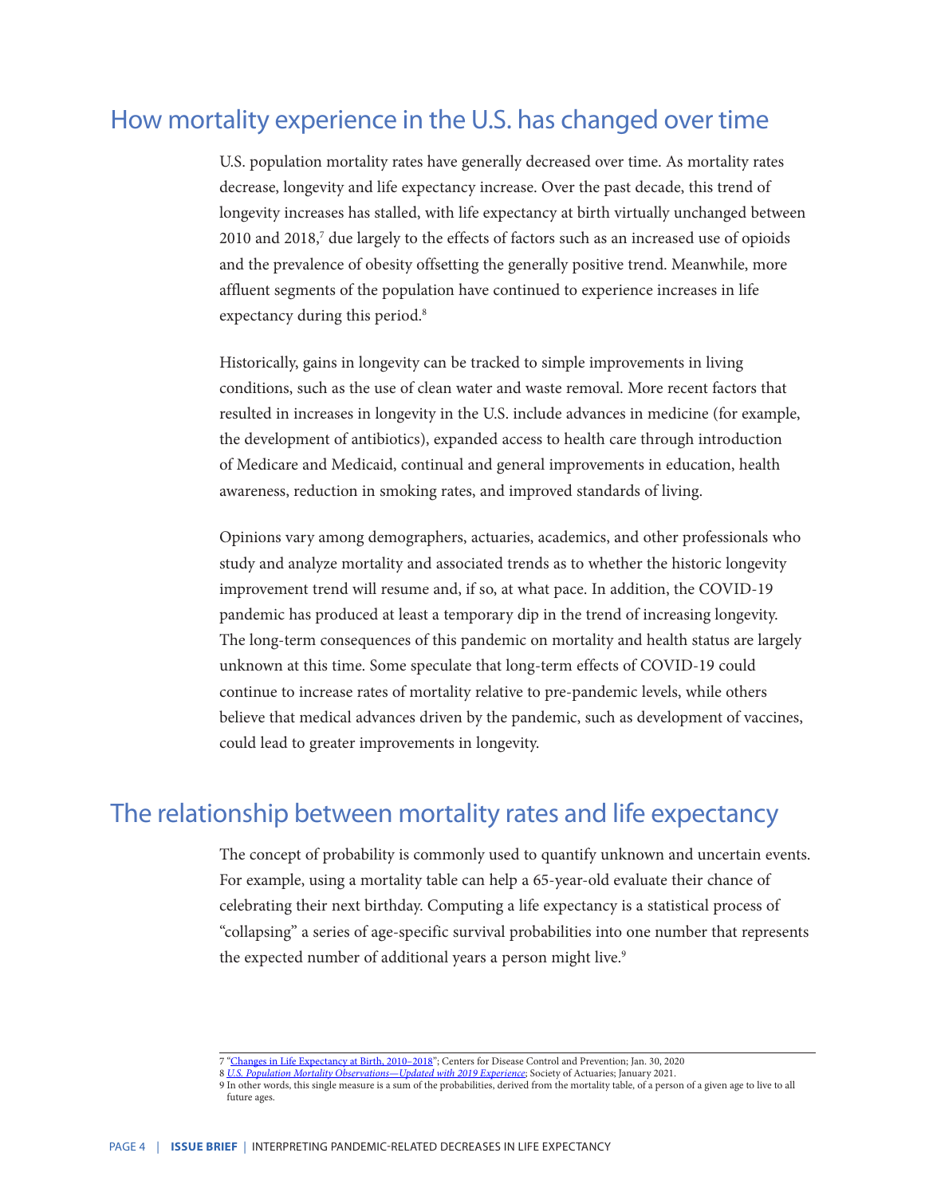## How mortality experience in the U.S. has changed over time

U.S. population mortality rates have generally decreased over time. As mortality rates decrease, longevity and life expectancy increase. Over the past decade, this trend of longevity increases has stalled, with life expectancy at birth virtually unchanged between 2010 and 2018,[7] due largely to the effects of factors such as an increased use of opioids and the prevalence of obesity offsetting the generally positive trend. Meanwhile, more affluent segments of the population have continued to experience increases in life expectancy during this period.[8]

Historically, gains in longevity can be tracked to simple improvements in living conditions, such as the use of clean water and waste removal. More recent factors that resulted in increases in longevity in the U.S. include advances in medicine (for example, the development of antibiotics), expanded access to health care through introduction of Medicare and Medicaid, continual and general improvements in education, health awareness, reduction in smoking rates, and improved standards of living.

Opinions vary among demographers, actuaries, academics, and other professionals who study and analyze mortality and associated trends as to whether the historic longevity improvement trend will resume and, if so, at what pace. In addition, the COVID-19 pandemic has produced at least a temporary dip in the trend of increasing longevity. The long-term consequences of this pandemic on mortality and health status are largely unknown at this time. Some speculate that long-term effects of COVID-19 could continue to increase rates of mortality relative to pre-pandemic levels, while others believe that medical advances driven by the pandemic, such as development of vaccines, could lead to greater improvements in longevity.

## The relationship between mortality rates and life expectancy

The concept of probability is commonly used to quantify unknown and uncertain events. For example, using a mortality table can help a 65-year-old evaluate their chance of celebrating their next birthday. Computing a life expectancy is a statistical process of "collapsing" a series of age-specific survival probabilities into one number that represents the expected number of additional years a person might live.[9]

---

7 "Changes in Life Expectancy at Birth, 2010–2018"; Centers for Disease Control and Prevention; Jan. 30, 2020

8 *U.S. Population Mortality Observations—Updated with 2019 Experience*; Society of Actuaries; January 2021.

9 In other words, this single measure is a sum of the probabilities, derived from the mortality table, of a person of a given age to live to all future ages.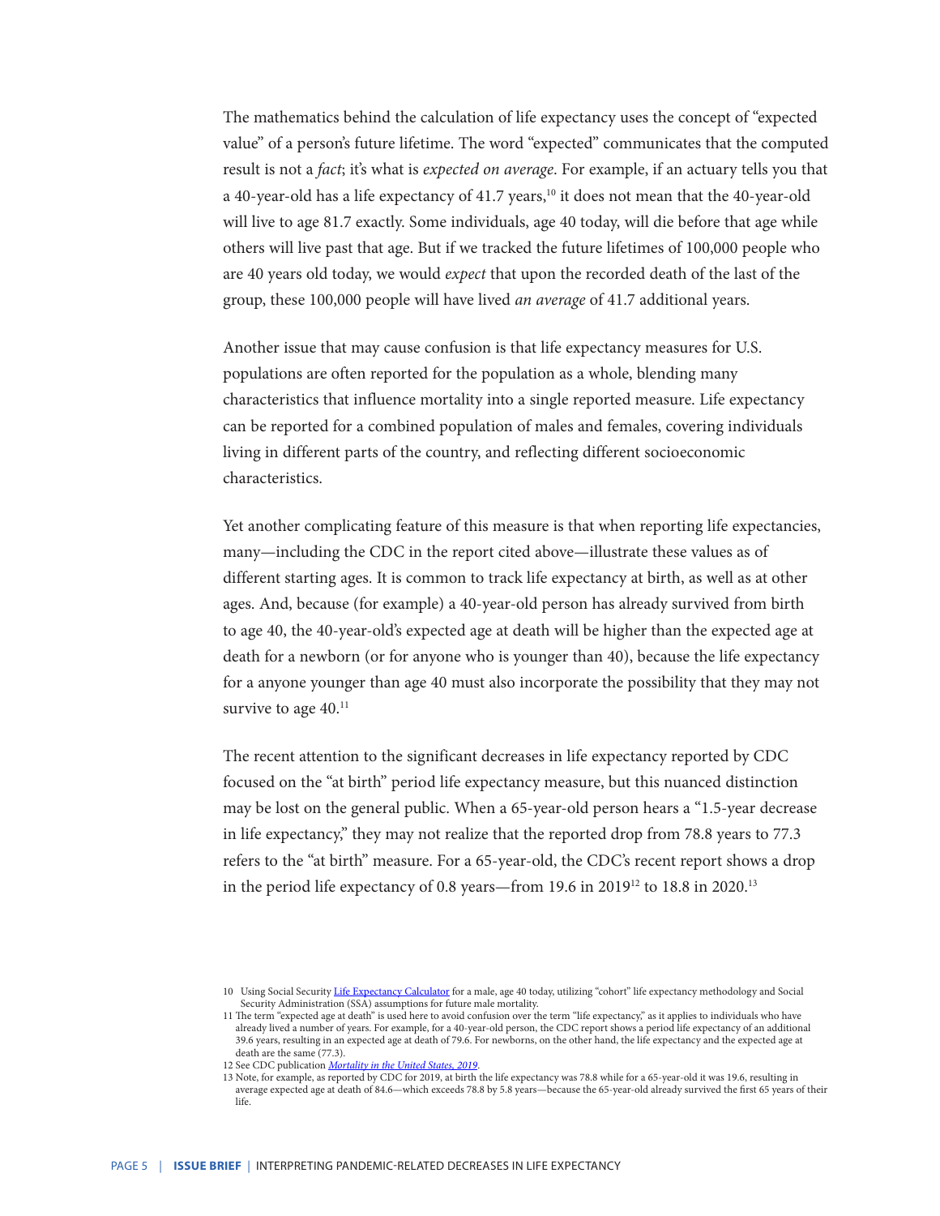The mathematics behind the calculation of life expectancy uses the concept of "expected value" of a person's future lifetime. The word "expected" communicates that the computed result is not a *fact*; it's what is *expected on average*. For example, if an actuary tells you that a 40-year-old has a life expectancy of 41.7 years,[10] it does not mean that the 40-year-old will live to age 81.7 exactly. Some individuals, age 40 today, will die before that age while others will live past that age. But if we tracked the future lifetimes of 100,000 people who are 40 years old today, we would *expect* that upon the recorded death of the last of the group, these 100,000 people will have lived *an average* of 41.7 additional years.

Another issue that may cause confusion is that life expectancy measures for U.S. populations are often reported for the population as a whole, blending many characteristics that influence mortality into a single reported measure. Life expectancy can be reported for a combined population of males and females, covering individuals living in different parts of the country, and reflecting different socioeconomic characteristics.

Yet another complicating feature of this measure is that when reporting life expectancies, many—including the CDC in the report cited above—illustrate these values as of different starting ages. It is common to track life expectancy at birth, as well as at other ages. And, because (for example) a 40-year-old person has already survived from birth to age 40, the 40-year-old's expected age at death will be higher than the expected age at death for a newborn (or for anyone who is younger than 40), because the life expectancy for a anyone younger than age 40 must also incorporate the possibility that they may not survive to age 40.[11]

The recent attention to the significant decreases in life expectancy reported by CDC focused on the "at birth" period life expectancy measure, but this nuanced distinction may be lost on the general public. When a 65-year-old person hears a "1.5-year decrease in life expectancy," they may not realize that the reported drop from 78.8 years to 77.3 refers to the "at birth" measure. For a 65-year-old, the CDC's recent report shows a drop in the period life expectancy of 0.8 years—from 19.6 in 2019[12] to 18.8 in 2020.[13]

---

10 Using Social Security Life Expectancy Calculator for a male, age 40 today, utilizing "cohort" life expectancy methodology and Social Security Administration (SSA) assumptions for future male mortality.

11 The term "expected age at death" is used here to avoid confusion over the term "life expectancy," as it applies to individuals who have already lived a number of years. For example, for a 40-year-old person, the CDC report shows a period life expectancy of an additional 39.6 years, resulting in an expected age at death of 79.6. For newborns, on the other hand, the life expectancy and the expected age at death are the same (77.3).

12 See CDC publication *Mortality in the United States, 2019*.

13 Note, for example, as reported by CDC for 2019, at birth the life expectancy was 78.8 while for a 65-year-old it was 19.6, resulting in average expected age at death of 84.6—which exceeds 78.8 by 5.8 years—because the 65-year-old already survived the first 65 years of their life.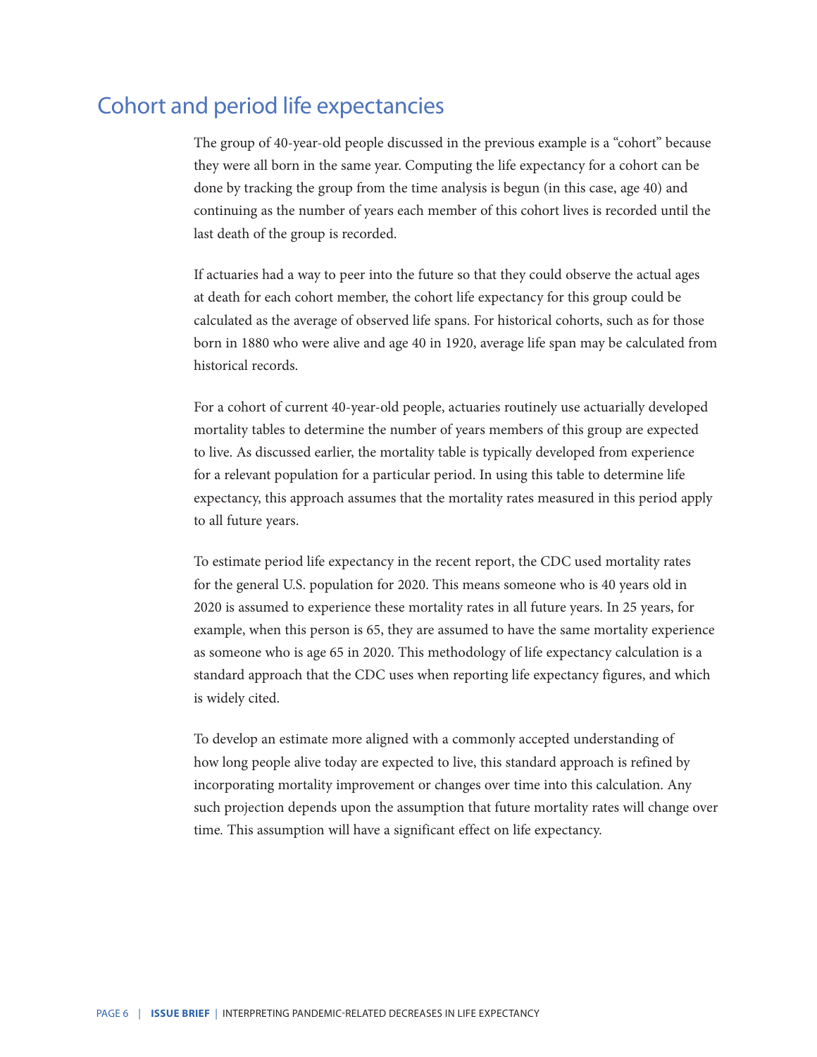## Cohort and period life expectancies

The group of 40-year-old people discussed in the previous example is a "cohort" because they were all born in the same year. Computing the life expectancy for a cohort can be done by tracking the group from the time analysis is begun (in this case, age 40) and continuing as the number of years each member of this cohort lives is recorded until the last death of the group is recorded.

If actuaries had a way to peer into the future so that they could observe the actual ages at death for each cohort member, the cohort life expectancy for this group could be calculated as the average of observed life spans. For historical cohorts, such as for those born in 1880 who were alive and age 40 in 1920, average life span may be calculated from historical records.

For a cohort of current 40-year-old people, actuaries routinely use actuarially developed mortality tables to determine the number of years members of this group are expected to live. As discussed earlier, the mortality table is typically developed from experience for a relevant population for a particular period. In using this table to determine life expectancy, this approach assumes that the mortality rates measured in this period apply to all future years.

To estimate period life expectancy in the recent report, the CDC used mortality rates for the general U.S. population for 2020. This means someone who is 40 years old in 2020 is assumed to experience these mortality rates in all future years. In 25 years, for example, when this person is 65, they are assumed to have the same mortality experience as someone who is age 65 in 2020. This methodology of life expectancy calculation is a standard approach that the CDC uses when reporting life expectancy figures, and which is widely cited.

To develop an estimate more aligned with a commonly accepted understanding of how long people alive today are expected to live, this standard approach is refined by incorporating mortality improvement or changes over time into this calculation. Any such projection depends upon the assumption that future mortality rates will change over time. This assumption will have a significant effect on life expectancy.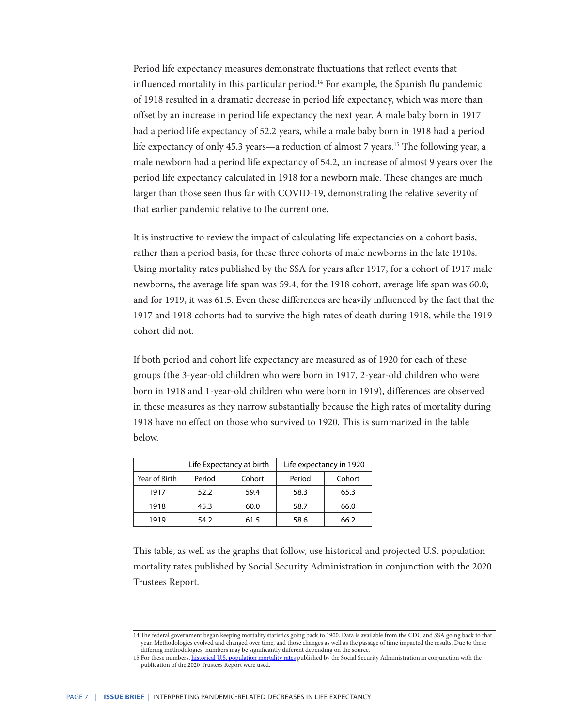Period life expectancy measures demonstrate fluctuations that reflect events that influenced mortality in this particular period.[14] For example, the Spanish flu pandemic of 1918 resulted in a dramatic decrease in period life expectancy, which was more than offset by an increase in period life expectancy the next year. A male baby born in 1917 had a period life expectancy of 52.2 years, while a male baby born in 1918 had a period life expectancy of only 45.3 years—a reduction of almost 7 years.[15] The following year, a male newborn had a period life expectancy of 54.2, an increase of almost 9 years over the period life expectancy calculated in 1918 for a newborn male. These changes are much larger than those seen thus far with COVID-19, demonstrating the relative severity of that earlier pandemic relative to the current one.

It is instructive to review the impact of calculating life expectancies on a cohort basis, rather than a period basis, for these three cohorts of male newborns in the late 1910s. Using mortality rates published by the SSA for years after 1917, for a cohort of 1917 male newborns, the average life span was 59.4; for the 1918 cohort, average life span was 60.0; and for 1919, it was 61.5. Even these differences are heavily influenced by the fact that the 1917 and 1918 cohorts had to survive the high rates of death during 1918, while the 1919 cohort did not.

If both period and cohort life expectancy are measured as of 1920 for each of these groups (the 3-year-old children who were born in 1917, 2-year-old children who were born in 1918 and 1-year-old children who were born in 1919), differences are observed in these measures as they narrow substantially because the high rates of mortality during 1918 have no effect on those who survived to 1920. This is summarized in the table below.

| | Life Expectancy at birth | | Life expectancy in 1920 | |
|---|---|---|---|---|
| Year of Birth | Period | Cohort | Period | Cohort |
| 1917 | 52.2 | 59.4 | 58.3 | 65.3 |
| 1918 | 45.3 | 60.0 | 58.7 | 66.0 |
| 1919 | 54.2 | 61.5 | 58.6 | 66.2 |

This table, as well as the graphs that follow, use historical and projected U.S. population mortality rates published by Social Security Administration in conjunction with the 2020 Trustees Report.

14 The federal government began keeping mortality statistics going back to 1900. Data is available from the CDC and SSA going back to that year. Methodologies evolved and changed over time, and those changes as well as the passage of time impacted the results. Due to these differing methodologies, numbers may be significantly different depending on the source.

15 For these numbers, historical U.S. population mortality rates published by the Social Security Administration in conjunction with the publication of the 2020 Trustees Report were used.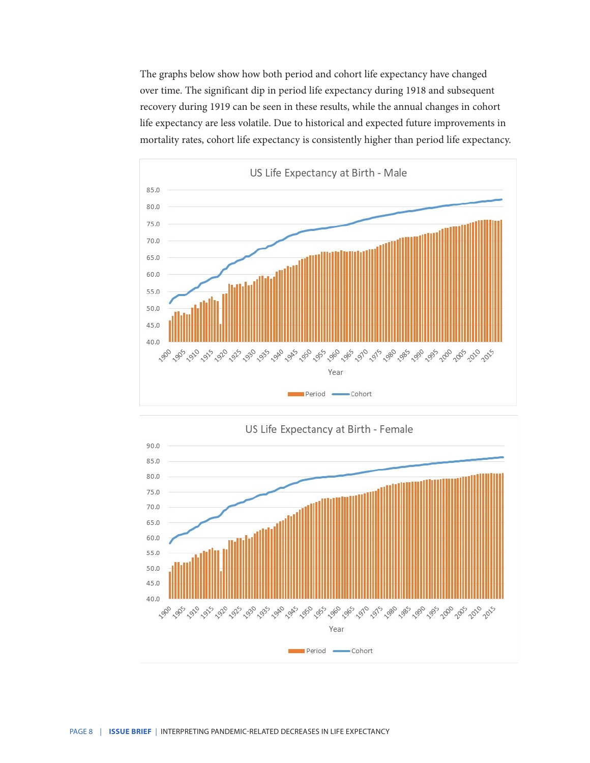The graphs below show how both period and cohort life expectancy have changed over time. The significant dip in period life expectancy during 1918 and subsequent recovery during 1919 can be seen in these results, while the annual changes in cohort life expectancy are less volatile. Due to historical and expected future improvements in mortality rates, cohort life expectancy is consistently higher than period life expectancy.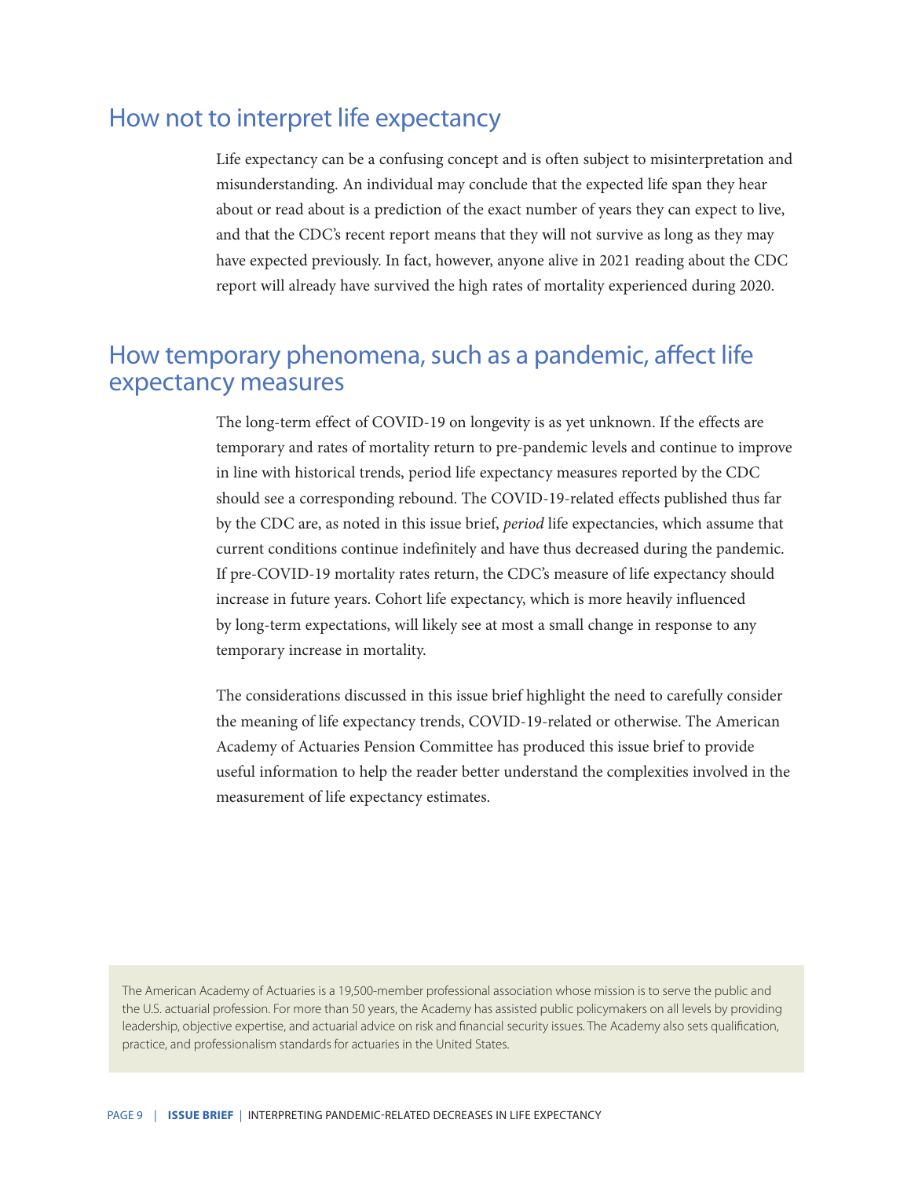## How not to interpret life expectancy

Life expectancy can be a confusing concept and is often subject to misinterpretation and misunderstanding. An individual may conclude that the expected life span they hear about or read about is a prediction of the exact number of years they can expect to live, and that the CDC's recent report means that they will not survive as long as they may have expected previously. In fact, however, anyone alive in 2021 reading about the CDC report will already have survived the high rates of mortality experienced during 2020.

## How temporary phenomena, such as a pandemic, affect life expectancy measures

The long-term effect of COVID-19 on longevity is as yet unknown. If the effects are temporary and rates of mortality return to pre-pandemic levels and continue to improve in line with historical trends, period life expectancy measures reported by the CDC should see a corresponding rebound. The COVID-19-related effects published thus far by the CDC are, as noted in this issue brief, *period* life expectancies, which assume that current conditions continue indefinitely and have thus decreased during the pandemic. If pre-COVID-19 mortality rates return, the CDC's measure of life expectancy should increase in future years. Cohort life expectancy, which is more heavily influenced by long-term expectations, will likely see at most a small change in response to any temporary increase in mortality.

The considerations discussed in this issue brief highlight the need to carefully consider the meaning of life expectancy trends, COVID-19-related or otherwise. The American Academy of Actuaries Pension Committee has produced this issue brief to provide useful information to help the reader better understand the complexities involved in the measurement of life expectancy estimates.

The American Academy of Actuaries is a 19,500-member professional association whose mission is to serve the public and the U.S. actuarial profession. For more than 50 years, the Academy has assisted public policymakers on all levels by providing leadership, objective expertise, and actuarial advice on risk and financial security issues. The Academy also sets qualification, practice, and professionalism standards for actuaries in the United States.